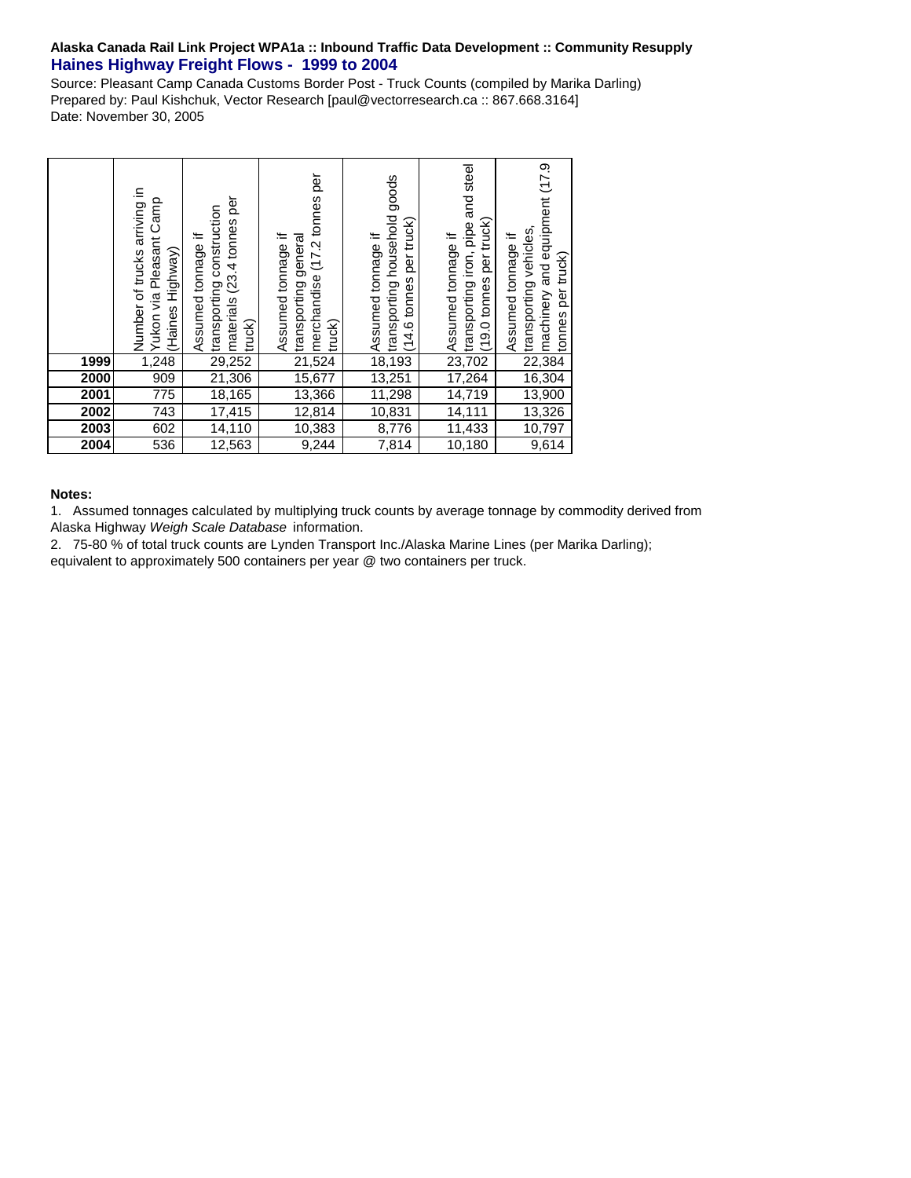**Alaska Canada Rail Link Project WPA1a :: Inbound Traffic Data Development :: Community Resupply**

## Haines Highway Freight Flows - 1999 to 2004

Source: Pleasant Camp Canada Customs Border Post - Truck Counts (compiled by Marika Darling)
Prepared by: Paul Kishchuk, Vector Research [paul@vectorresearch.ca :: 867.668.3164]
Date: November 30, 2005

| | Number of trucks arriving in Yukon via Pleasant Camp (Haines Highway) | Assumed tonnage if transporting construction materials (23.4 tonnes per truck) | Assumed tonnage if transporting general merchandise (17.2 tonnes per truck) | Assumed tonnage if transporting household goods (14.6 tonnes per truck) | Assumed tonnage if transporting iron, pipe and steel (19.0 tonnes per truck) | Assumed tonnage if transporting vehicles, machinery and equipment (17.9 tonnes per truck) |
|---|---|---|---|---|---|---|
| **1999** | 1,248 | 29,252 | 21,524 | 18,193 | 23,702 | 22,384 |
| **2000** | 909 | 21,306 | 15,677 | 13,251 | 17,264 | 16,304 |
| **2001** | 775 | 18,165 | 13,366 | 11,298 | 14,719 | 13,900 |
| **2002** | 743 | 17,415 | 12,814 | 10,831 | 14,111 | 13,326 |
| **2003** | 602 | 14,110 | 10,383 | 8,776 | 11,433 | 10,797 |
| **2004** | 536 | 12,563 | 9,244 | 7,814 | 10,180 | 9,614 |

**Notes:**

1. Assumed tonnages calculated by multiplying truck counts by average tonnage by commodity derived from Alaska Highway *Weigh Scale Database* information.
2. 75-80 % of total truck counts are Lynden Transport Inc./Alaska Marine Lines (per Marika Darling); equivalent to approximately 500 containers per year @ two containers per truck.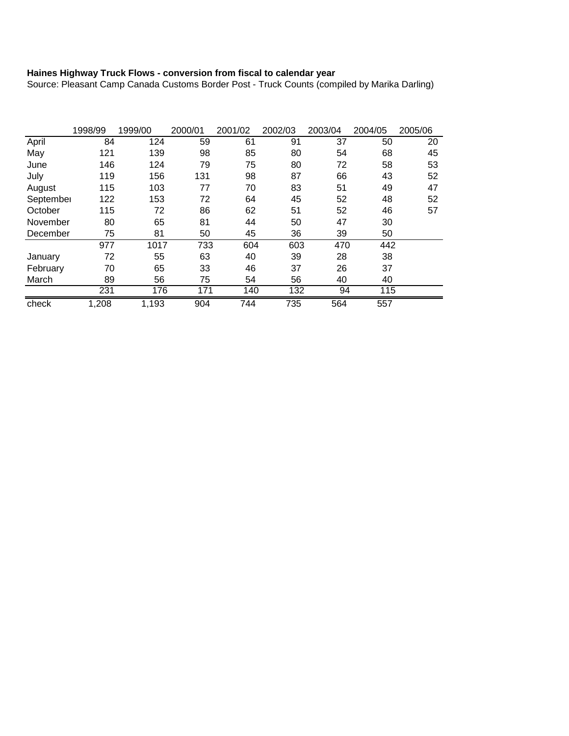**Haines Highway Truck Flows - conversion from fiscal to calendar year**

Source: Pleasant Camp Canada Customs Border Post - Truck Counts (compiled by Marika Darling)

| | 1998/99 | 1999/00 | 2000/01 | 2001/02 | 2002/03 | 2003/04 | 2004/05 | 2005/06 |
|---|---|---|---|---|---|---|---|---|
| April | 84 | 124 | 59 | 61 | 91 | 37 | 50 | 20 |
| May | 121 | 139 | 98 | 85 | 80 | 54 | 68 | 45 |
| June | 146 | 124 | 79 | 75 | 80 | 72 | 58 | 53 |
| July | 119 | 156 | 131 | 98 | 87 | 66 | 43 | 52 |
| August | 115 | 103 | 77 | 70 | 83 | 51 | 49 | 47 |
| Septembei | 122 | 153 | 72 | 64 | 45 | 52 | 48 | 52 |
| October | 115 | 72 | 86 | 62 | 51 | 52 | 46 | 57 |
| November | 80 | 65 | 81 | 44 | 50 | 47 | 30 | |
| December | 75 | 81 | 50 | 45 | 36 | 39 | 50 | |
| | 977 | 1017 | 733 | 604 | 603 | 470 | 442 | |
| January | 72 | 55 | 63 | 40 | 39 | 28 | 38 | |
| February | 70 | 65 | 33 | 46 | 37 | 26 | 37 | |
| March | 89 | 56 | 75 | 54 | 56 | 40 | 40 | |
| | 231 | 176 | 171 | 140 | 132 | 94 | 115 | |
| check | 1,208 | 1,193 | 904 | 744 | 735 | 564 | 557 | |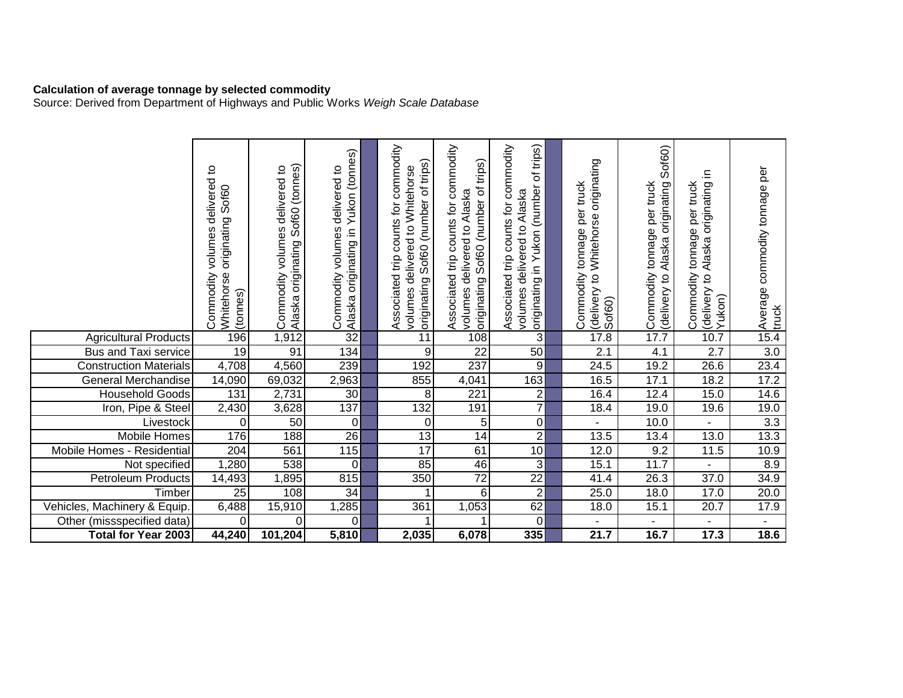**Calculation of average tonnage by selected commodity**
Source: Derived from Department of Highways and Public Works *Weigh Scale Database*

| | Commodity volumes delivered to Whitehorse originating Sof60 (tonnes) | Commodity volumes delivered to Alaska originating Sof60 (tonnes) | Commodity volumes delivered to Alaska originating in Yukon (tonnes) | | Associated trip counts for commodity volumes delivered to Whitehorse originating Sof60 (number of trips) | Associated trip counts for commodity volumes delivered to Alaska originating Sof60 (number of trips) | Associated trip counts for commodity volumes delivered to Alaska originating in Yukon (number of trips) | | Commodity tonnage per truck (delivery to Whitehorse originating Sof60) | Commodity tonnage per truck (delivery to Alaska originating Sof60) | Commodity tonnage per truck (delivery to Alaska originating in Yukon) | Average commodity tonnage per truck |
|---|---|---|---|---|---|---|---|---|---|---|---|---|
| Agricultural Products | 196 | 1,912 | 32 | | 11 | 108 | 3 | | 17.8 | 17.7 | 10.7 | 15.4 |
| Bus and Taxi service | 19 | 91 | 134 | | 9 | 22 | 50 | | 2.1 | 4.1 | 2.7 | 3.0 |
| Construction Materials | 4,708 | 4,560 | 239 | | 192 | 237 | 9 | | 24.5 | 19.2 | 26.6 | 23.4 |
| General Merchandise | 14,090 | 69,032 | 2,963 | | 855 | 4,041 | 163 | | 16.5 | 17.1 | 18.2 | 17.2 |
| Household Goods | 131 | 2,731 | 30 | | 8 | 221 | 2 | | 16.4 | 12.4 | 15.0 | 14.6 |
| Iron, Pipe & Steel | 2,430 | 3,628 | 137 | | 132 | 191 | 7 | | 18.4 | 19.0 | 19.6 | 19.0 |
| Livestock | 0 | 50 | 0 | | 0 | 5 | 0 | | - | 10.0 | - | 3.3 |
| Mobile Homes | 176 | 188 | 26 | | 13 | 14 | 2 | | 13.5 | 13.4 | 13.0 | 13.3 |
| Mobile Homes - Residential | 204 | 561 | 115 | | 17 | 61 | 10 | | 12.0 | 9.2 | 11.5 | 10.9 |
| Not specified | 1,280 | 538 | 0 | | 85 | 46 | 3 | | 15.1 | 11.7 | - | 8.9 |
| Petroleum Products | 14,493 | 1,895 | 815 | | 350 | 72 | 22 | | 41.4 | 26.3 | 37.0 | 34.9 |
| Timber | 25 | 108 | 34 | | 1 | 6 | 2 | | 25.0 | 18.0 | 17.0 | 20.0 |
| Vehicles, Machinery & Equip. | 6,488 | 15,910 | 1,285 | | 361 | 1,053 | 62 | | 18.0 | 15.1 | 20.7 | 17.9 |
| Other (missspecified data) | 0 | 0 | 0 | | 1 | 1 | 0 | | - | - | - | - |
| **Total for Year 2003** | **44,240** | **101,204** | **5,810** | | **2,035** | **6,078** | **335** | | **21.7** | **16.7** | **17.3** | **18.6** |